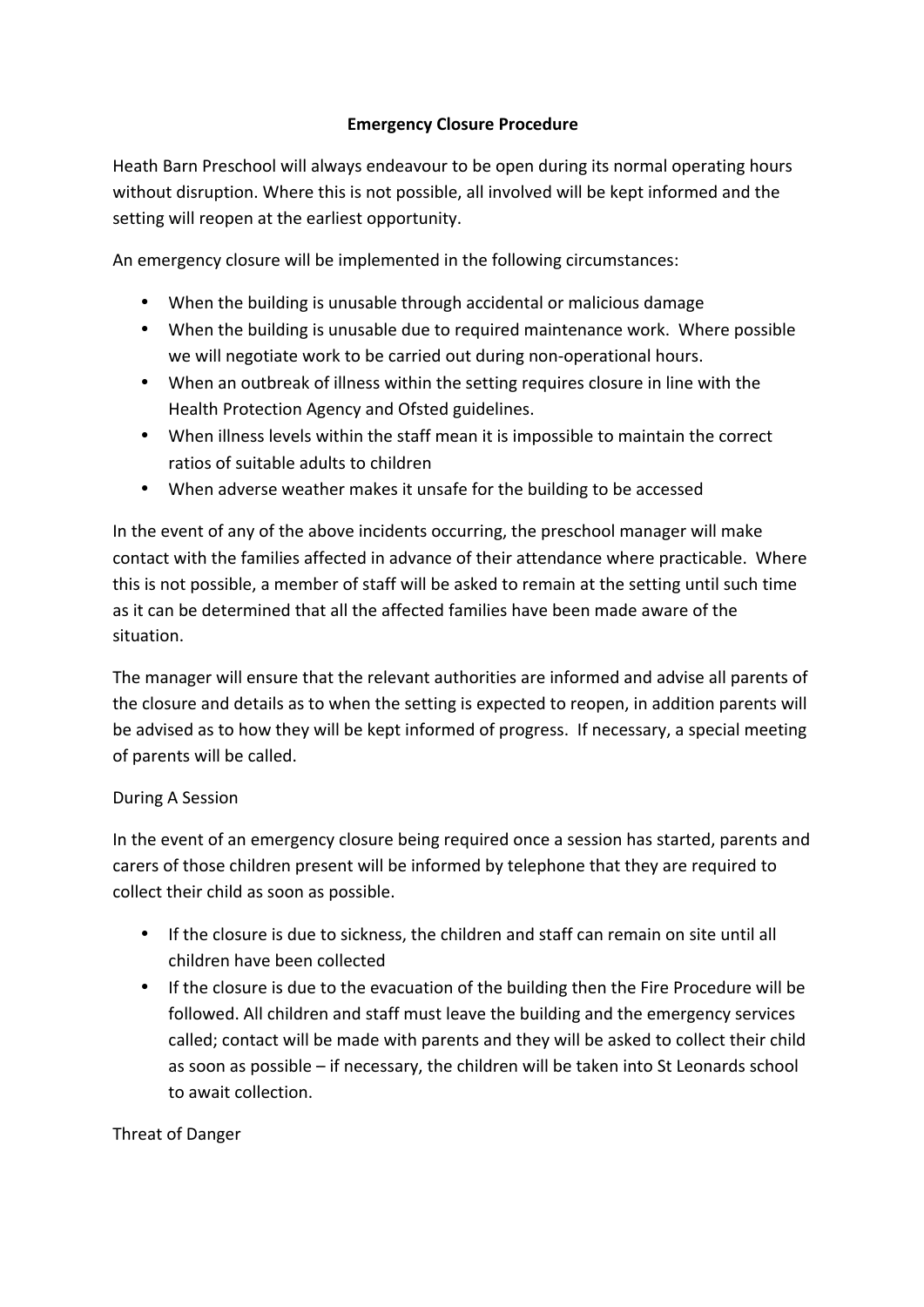# Emergency Closure Procedure

Heath Barn Preschool will always endeavour to be open during its normal operating hours without disruption. Where this is not possible, all involved will be kept informed and the setting will reopen at the earliest opportunity.

An emergency closure will be implemented in the following circumstances:

- When the building is unusable through accidental or malicious damage
- When the building is unusable due to required maintenance work. Where possible we will negotiate work to be carried out during non-operational hours.
- When an outbreak of illness within the setting requires closure in line with the Health Protection Agency and Ofsted guidelines.
- When illness levels within the staff mean it is impossible to maintain the correct ratios of suitable adults to children
- When adverse weather makes it unsafe for the building to be accessed

In the event of any of the above incidents occurring, the preschool manager will make contact with the families affected in advance of their attendance where practicable. Where this is not possible, a member of staff will be asked to remain at the setting until such time as it can be determined that all the affected families have been made aware of the situation.

The manager will ensure that the relevant authorities are informed and advise all parents of the closure and details as to when the setting is expected to reopen, in addition parents will be advised as to how they will be kept informed of progress. If necessary, a special meeting of parents will be called.

During A Session

In the event of an emergency closure being required once a session has started, parents and carers of those children present will be informed by telephone that they are required to collect their child as soon as possible.

- If the closure is due to sickness, the children and staff can remain on site until all children have been collected
- If the closure is due to the evacuation of the building then the Fire Procedure will be followed. All children and staff must leave the building and the emergency services called; contact will be made with parents and they will be asked to collect their child as soon as possible – if necessary, the children will be taken into St Leonards school to await collection.

Threat of Danger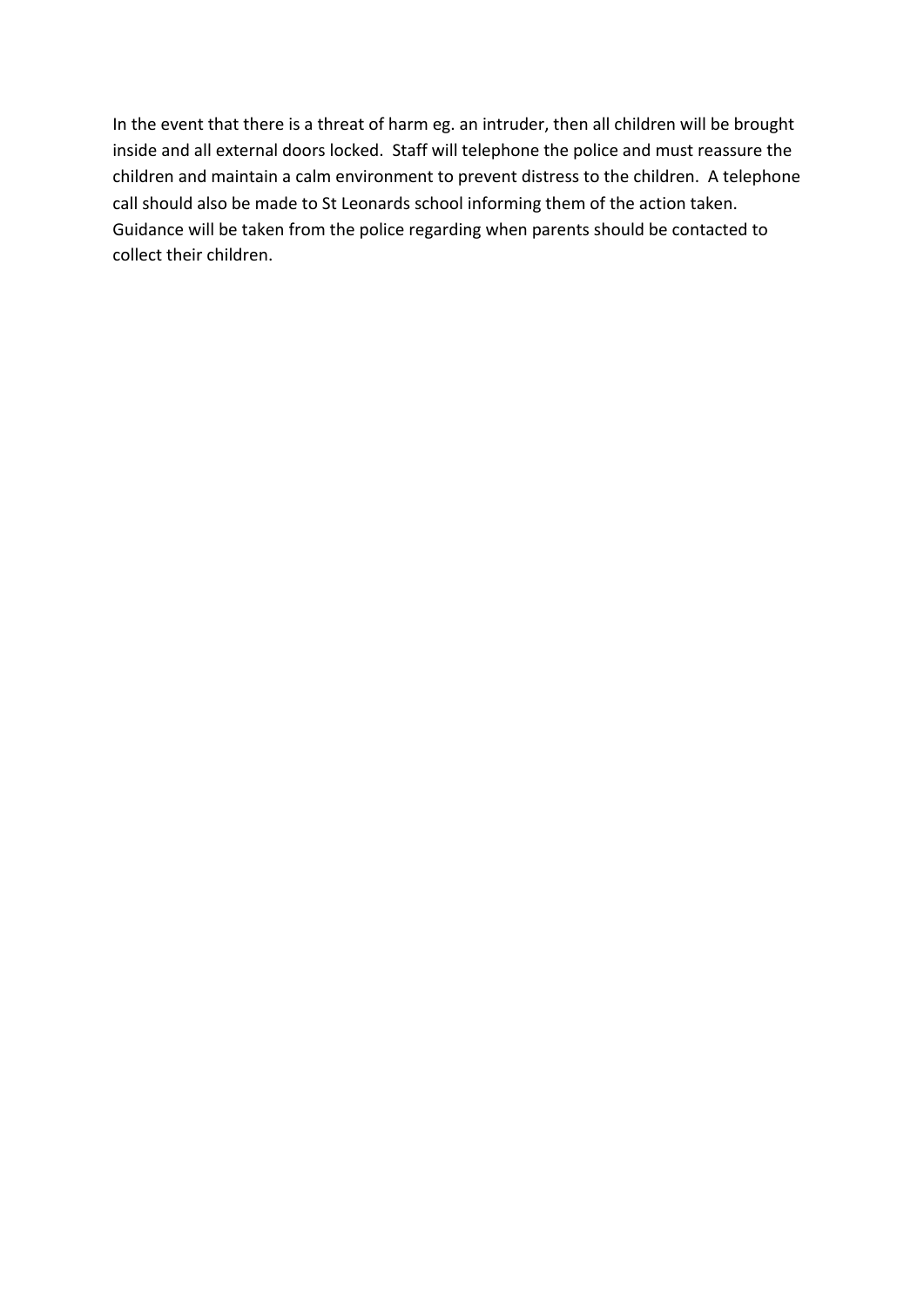In the event that there is a threat of harm eg. an intruder, then all children will be brought inside and all external doors locked. Staff will telephone the police and must reassure the children and maintain a calm environment to prevent distress to the children. A telephone call should also be made to St Leonards school informing them of the action taken. Guidance will be taken from the police regarding when parents should be contacted to collect their children.